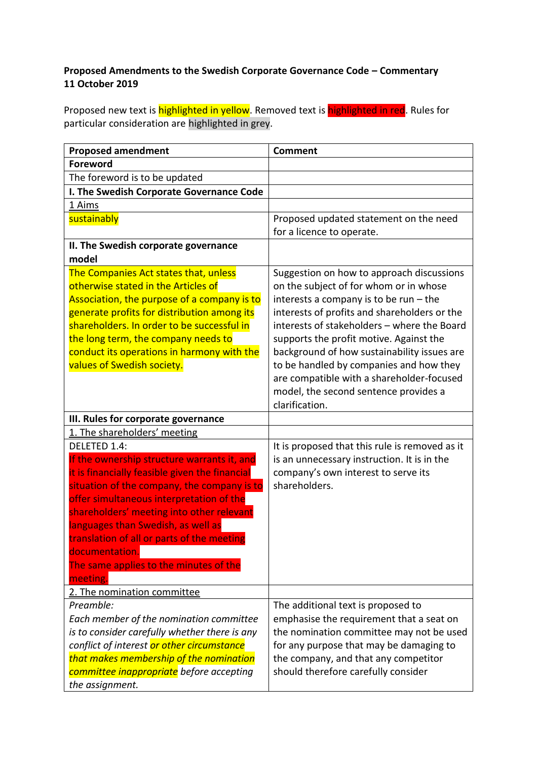**Proposed Amendments to the Swedish Corporate Governance Code – Commentary**
**11 October 2019**

Proposed new text is highlighted in yellow. Removed text is highlighted in red. Rules for particular consideration are highlighted in grey.

| Proposed amendment | Comment |
|---|---|
| **Foreword** | |
| The foreword is to be updated | |
| **I. The Swedish Corporate Governance Code** | |
| 1 Aims | |
| sustainably | Proposed updated statement on the need for a licence to operate. |
| **II. The Swedish corporate governance model** | |
| The Companies Act states that, unless otherwise stated in the Articles of Association, the purpose of a company is to generate profits for distribution among its shareholders. In order to be successful in the long term, the company needs to conduct its operations in harmony with the values of Swedish society. | Suggestion on how to approach discussions on the subject of for whom or in whose interests a company is to be run – the interests of profits and shareholders or the interests of stakeholders – where the Board supports the profit motive. Against the background of how sustainability issues are to be handled by companies and how they are compatible with a shareholder-focused model, the second sentence provides a clarification. |
| **III. Rules for corporate governance** | |
| 1. The shareholders' meeting | |
| DELETED 1.4: If the ownership structure warrants it, and it is financially feasible given the financial situation of the company, the company is to offer simultaneous interpretation of the shareholders' meeting into other relevant languages than Swedish, as well as translation of all or parts of the meeting documentation. The same applies to the minutes of the meeting. | It is proposed that this rule is removed as it is an unnecessary instruction. It is in the company's own interest to serve its shareholders. |
| 2. The nomination committee | |
| *Preamble: Each member of the nomination committee is to consider carefully whether there is any conflict of interest or other circumstance that makes membership of the nomination committee inappropriate before accepting the assignment.* | The additional text is proposed to emphasise the requirement that a seat on the nomination committee may not be used for any purpose that may be damaging to the company, and that any competitor should therefore carefully consider |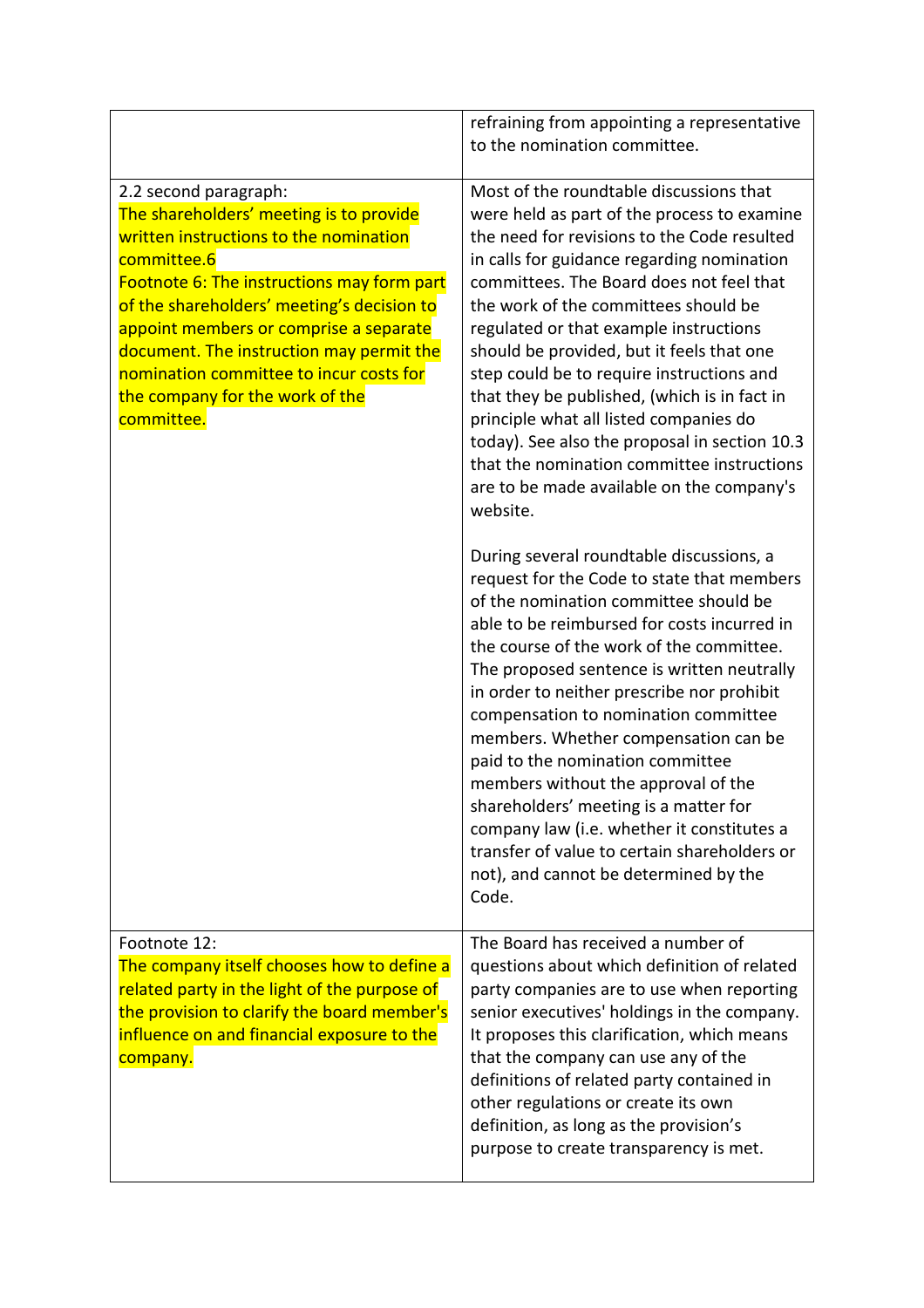| | |
|---|---|
| | refraining from appointing a representative to the nomination committee. |
| 2.2 second paragraph:<br>The shareholders' meeting is to provide written instructions to the nomination committee.6<br>Footnote 6: The instructions may form part of the shareholders' meeting's decision to appoint members or comprise a separate document. The instruction may permit the nomination committee to incur costs for the company for the work of the committee. | Most of the roundtable discussions that were held as part of the process to examine the need for revisions to the Code resulted in calls for guidance regarding nomination committees. The Board does not feel that the work of the committees should be regulated or that example instructions should be provided, but it feels that one step could be to require instructions and that they be published, (which is in fact in principle what all listed companies do today). See also the proposal in section 10.3 that the nomination committee instructions are to be made available on the company's website.<br><br>During several roundtable discussions, a request for the Code to state that members of the nomination committee should be able to be reimbursed for costs incurred in the course of the work of the committee. The proposed sentence is written neutrally in order to neither prescribe nor prohibit compensation to nomination committee members. Whether compensation can be paid to the nomination committee members without the approval of the shareholders' meeting is a matter for company law (i.e. whether it constitutes a transfer of value to certain shareholders or not), and cannot be determined by the Code. |
| Footnote 12:<br>The company itself chooses how to define a related party in the light of the purpose of the provision to clarify the board member's influence on and financial exposure to the company. | The Board has received a number of questions about which definition of related party companies are to use when reporting senior executives' holdings in the company. It proposes this clarification, which means that the company can use any of the definitions of related party contained in other regulations or create its own definition, as long as the provision's purpose to create transparency is met. |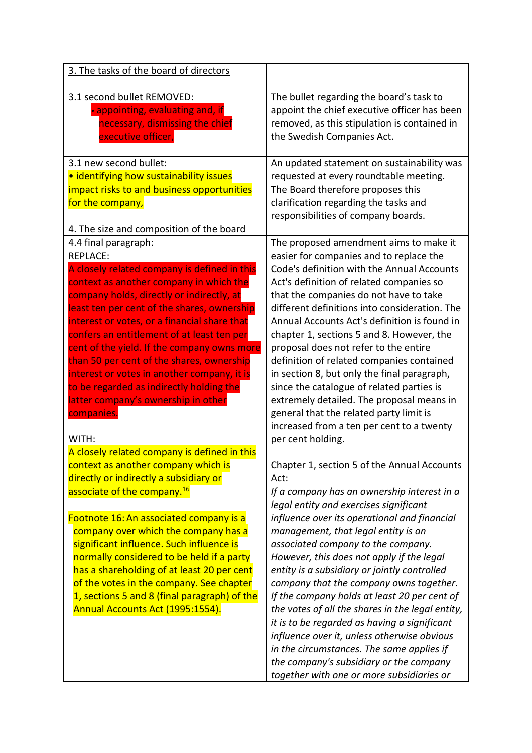| 3. The tasks of the board of directors | |
|---|---|
| 3.1 second bullet REMOVED:<br>• appointing, evaluating and, if necessary, dismissing the chief executive officer, | The bullet regarding the board's task to appoint the chief executive officer has been removed, as this stipulation is contained in the Swedish Companies Act. |
| 3.1 new second bullet:<br>• identifying how sustainability issues impact risks to and business opportunities for the company, | An updated statement on sustainability was requested at every roundtable meeting. The Board therefore proposes this clarification regarding the tasks and responsibilities of company boards. |
| 4. The size and composition of the board | |
| 4.4 final paragraph:<br>REPLACE:<br>A closely related company is defined in this context as another company in which the company holds, directly or indirectly, at least ten per cent of the shares, ownership interest or votes, or a financial share that confers an entitlement of at least ten per cent of the yield. If the company owns more than 50 per cent of the shares, ownership interest or votes in another company, it is to be regarded as indirectly holding the latter company's ownership in other companies.<br><br>WITH:<br>A closely related company is defined in this context as another company which is directly or indirectly a subsidiary or associate of the company.[16]<br><br>Footnote 16: An associated company is a company over which the company has a significant influence. Such influence is normally considered to be held if a party has a shareholding of at least 20 per cent of the votes in the company. See chapter 1, sections 5 and 8 (final paragraph) of the Annual Accounts Act (1995:1554). | The proposed amendment aims to make it easier for companies and to replace the Code's definition with the Annual Accounts Act's definition of related companies so that the companies do not have to take different definitions into consideration. The Annual Accounts Act's definition is found in chapter 1, sections 5 and 8. However, the proposal does not refer to the entire definition of related companies contained in section 8, but only the final paragraph, since the catalogue of related parties is extremely detailed. The proposal means in general that the related party limit is increased from a ten per cent to a twenty per cent holding.<br><br>Chapter 1, section 5 of the Annual Accounts Act:<br>*If a company has an ownership interest in a legal entity and exercises significant influence over its operational and financial management, that legal entity is an associated company to the company. However, this does not apply if the legal entity is a subsidiary or jointly controlled company that the company owns together. If the company holds at least 20 per cent of the votes of all the shares in the legal entity, it is to be regarded as having a significant influence over it, unless otherwise obvious in the circumstances. The same applies if the company's subsidiary or the company together with one or more subsidiaries or* |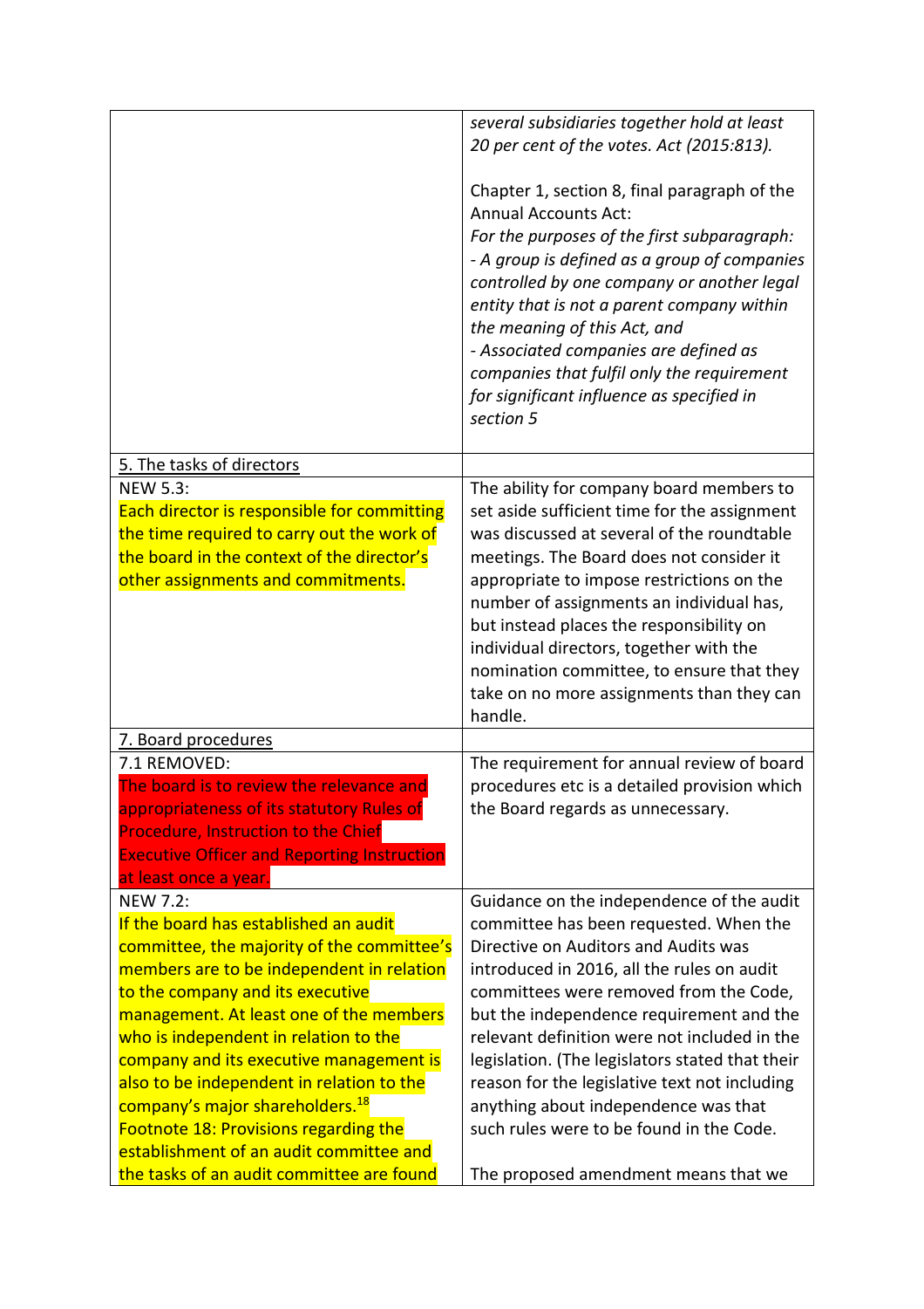| | |
|---|---|
| | *several subsidiaries together hold at least 20 per cent of the votes. Act (2015:813).*<br><br>Chapter 1, section 8, final paragraph of the Annual Accounts Act:<br>*For the purposes of the first subparagraph:*<br>*- A group is defined as a group of companies controlled by one company or another legal entity that is not a parent company within the meaning of this Act, and*<br>*- Associated companies are defined as companies that fulfil only the requirement for significant influence as specified in section 5* |
| 5. The tasks of directors | |
| NEW 5.3:<br>Each director is responsible for committing the time required to carry out the work of the board in the context of the director's other assignments and commitments. | The ability for company board members to set aside sufficient time for the assignment was discussed at several of the roundtable meetings. The Board does not consider it appropriate to impose restrictions on the number of assignments an individual has, but instead places the responsibility on individual directors, together with the nomination committee, to ensure that they take on no more assignments than they can handle. |
| 7. Board procedures | |
| 7.1 REMOVED:<br>The board is to review the relevance and appropriateness of its statutory Rules of Procedure, Instruction to the Chief Executive Officer and Reporting Instruction at least once a year. | The requirement for annual review of board procedures etc is a detailed provision which the Board regards as unnecessary. |
| NEW 7.2:<br>If the board has established an audit committee, the majority of the committee's members are to be independent in relation to the company and its executive management. At least one of the members who is independent in relation to the company and its executive management is also to be independent in relation to the company's major shareholders.[18]<br>Footnote 18: Provisions regarding the establishment of an audit committee and the tasks of an audit committee are found | Guidance on the independence of the audit committee has been requested. When the Directive on Auditors and Audits was introduced in 2016, all the rules on audit committees were removed from the Code, but the independence requirement and the relevant definition were not included in the legislation. (The legislators stated that their reason for the legislative text not including anything about independence was that such rules were to be found in the Code.<br><br>The proposed amendment means that we |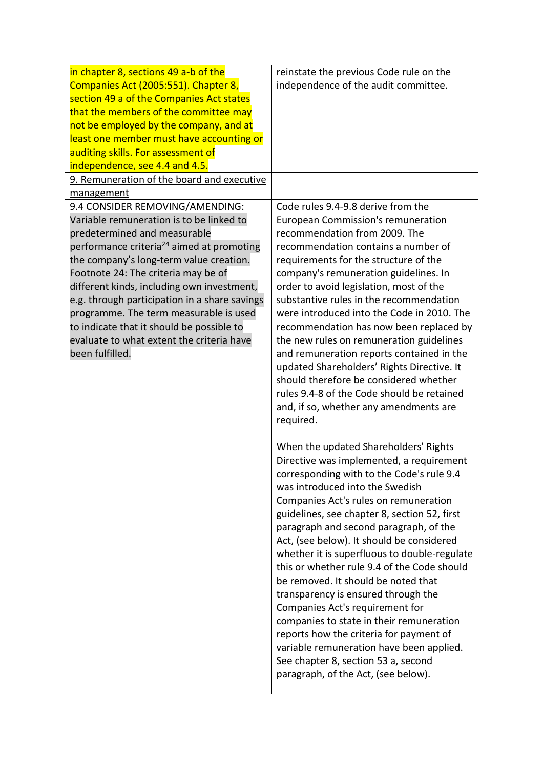| | |
|---|---|
| in chapter 8, sections 49 a-b of the Companies Act (2005:551). Chapter 8, section 49 a of the Companies Act states that the members of the committee may not be employed by the company, and at least one member must have accounting or auditing skills. For assessment of independence, see 4.4 and 4.5. | reinstate the previous Code rule on the independence of the audit committee. |
| 9. Remuneration of the board and executive management | |
| 9.4 CONSIDER REMOVING/AMENDING: Variable remuneration is to be linked to predetermined and measurable performance criteria[24] aimed at promoting the company's long-term value creation. Footnote 24: The criteria may be of different kinds, including own investment, e.g. through participation in a share savings programme. The term measurable is used to indicate that it should be possible to evaluate to what extent the criteria have been fulfilled. | Code rules 9.4-9.8 derive from the European Commission's remuneration recommendation from 2009. The recommendation contains a number of requirements for the structure of the company's remuneration guidelines. In order to avoid legislation, most of the substantive rules in the recommendation were introduced into the Code in 2010. The recommendation has now been replaced by the new rules on remuneration guidelines and remuneration reports contained in the updated Shareholders' Rights Directive. It should therefore be considered whether rules 9.4-8 of the Code should be retained and, if so, whether any amendments are required.<br><br>When the updated Shareholders' Rights Directive was implemented, a requirement corresponding with to the Code's rule 9.4 was introduced into the Swedish Companies Act's rules on remuneration guidelines, see chapter 8, section 52, first paragraph and second paragraph, of the Act, (see below). It should be considered whether it is superfluous to double-regulate this or whether rule 9.4 of the Code should be removed. It should be noted that transparency is ensured through the Companies Act's requirement for companies to state in their remuneration reports how the criteria for payment of variable remuneration have been applied. See chapter 8, section 53 a, second paragraph, of the Act, (see below). |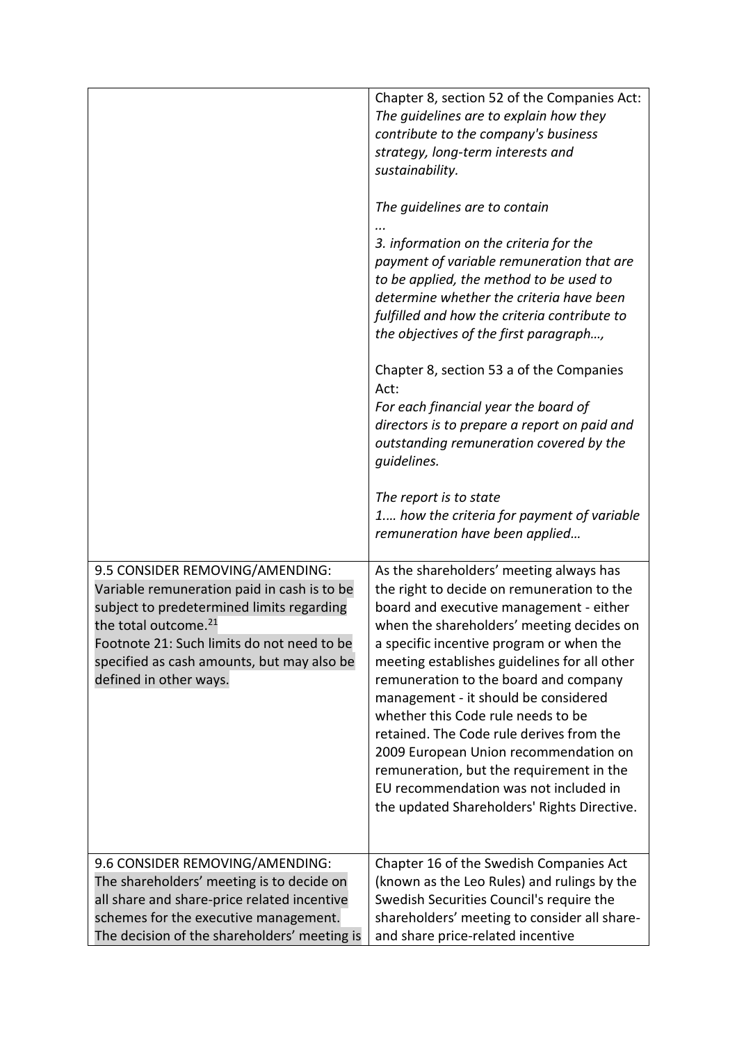| | |
|---|---|
| | Chapter 8, section 52 of the Companies Act: *The guidelines are to explain how they contribute to the company's business strategy, long-term interests and sustainability.*<br><br>*The guidelines are to contain*<br>*...*<br>*3. information on the criteria for the payment of variable remuneration that are to be applied, the method to be used to determine whether the criteria have been fulfilled and how the criteria contribute to the objectives of the first paragraph…,*<br><br>Chapter 8, section 53 a of the Companies Act:<br>*For each financial year the board of directors is to prepare a report on paid and outstanding remuneration covered by the guidelines.*<br><br>*The report is to state*<br>*1.… how the criteria for payment of variable remuneration have been applied…* |
| 9.5 CONSIDER REMOVING/AMENDING: Variable remuneration paid in cash is to be subject to predetermined limits regarding the total outcome.[21]<br>Footnote 21: Such limits do not need to be specified as cash amounts, but may also be defined in other ways. | As the shareholders' meeting always has the right to decide on remuneration to the board and executive management - either when the shareholders' meeting decides on a specific incentive program or when the meeting establishes guidelines for all other remuneration to the board and company management - it should be considered whether this Code rule needs to be retained. The Code rule derives from the 2009 European Union recommendation on remuneration, but the requirement in the EU recommendation was not included in the updated Shareholders' Rights Directive. |
| 9.6 CONSIDER REMOVING/AMENDING: The shareholders' meeting is to decide on all share and share-price related incentive schemes for the executive management. The decision of the shareholders' meeting is | Chapter 16 of the Swedish Companies Act (known as the Leo Rules) and rulings by the Swedish Securities Council's require the shareholders' meeting to consider all share- and share price-related incentive |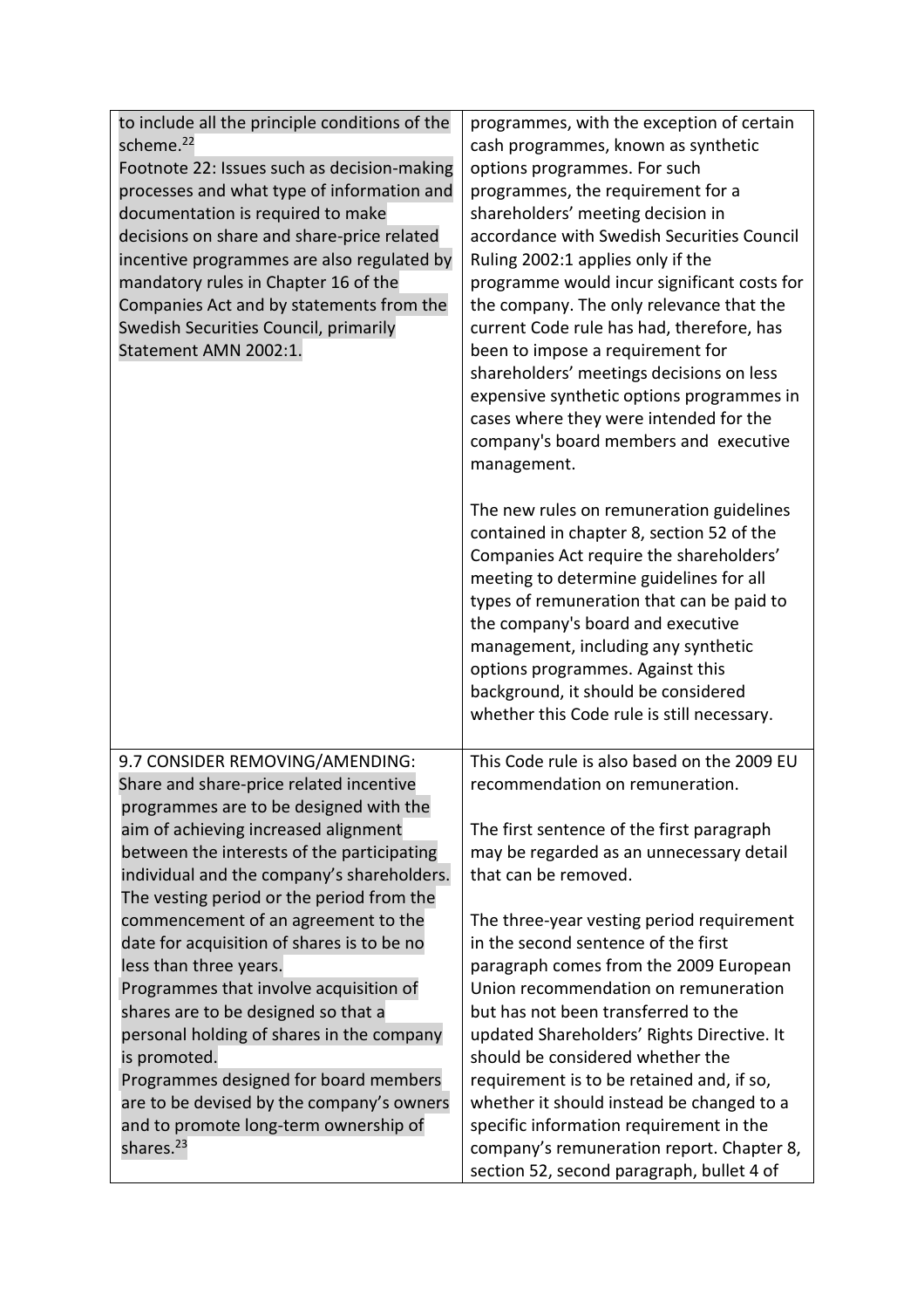| | |
|---|---|
| to include all the principle conditions of the scheme.[22]<br>Footnote 22: Issues such as decision-making processes and what type of information and documentation is required to make decisions on share and share-price related incentive programmes are also regulated by mandatory rules in Chapter 16 of the Companies Act and by statements from the Swedish Securities Council, primarily Statement AMN 2002:1. | programmes, with the exception of certain cash programmes, known as synthetic options programmes. For such programmes, the requirement for a shareholders' meeting decision in accordance with Swedish Securities Council Ruling 2002:1 applies only if the programme would incur significant costs for the company. The only relevance that the current Code rule has had, therefore, has been to impose a requirement for shareholders' meetings decisions on less expensive synthetic options programmes in cases where they were intended for the company's board members and executive management.<br><br>The new rules on remuneration guidelines contained in chapter 8, section 52 of the Companies Act require the shareholders' meeting to determine guidelines for all types of remuneration that can be paid to the company's board and executive management, including any synthetic options programmes. Against this background, it should be considered whether this Code rule is still necessary. |
| 9.7 CONSIDER REMOVING/AMENDING:<br>Share and share-price related incentive programmes are to be designed with the aim of achieving increased alignment between the interests of the participating individual and the company's shareholders. The vesting period or the period from the commencement of an agreement to the date for acquisition of shares is to be no less than three years.<br>Programmes that involve acquisition of shares are to be designed so that a personal holding of shares in the company is promoted.<br>Programmes designed for board members are to be devised by the company's owners and to promote long-term ownership of shares.[23] | This Code rule is also based on the 2009 EU recommendation on remuneration.<br><br>The first sentence of the first paragraph may be regarded as an unnecessary detail that can be removed.<br><br>The three-year vesting period requirement in the second sentence of the first paragraph comes from the 2009 European Union recommendation on remuneration but has not been transferred to the updated Shareholders' Rights Directive. It should be considered whether the requirement is to be retained and, if so, whether it should instead be changed to a specific information requirement in the company's remuneration report. Chapter 8, section 52, second paragraph, bullet 4 of |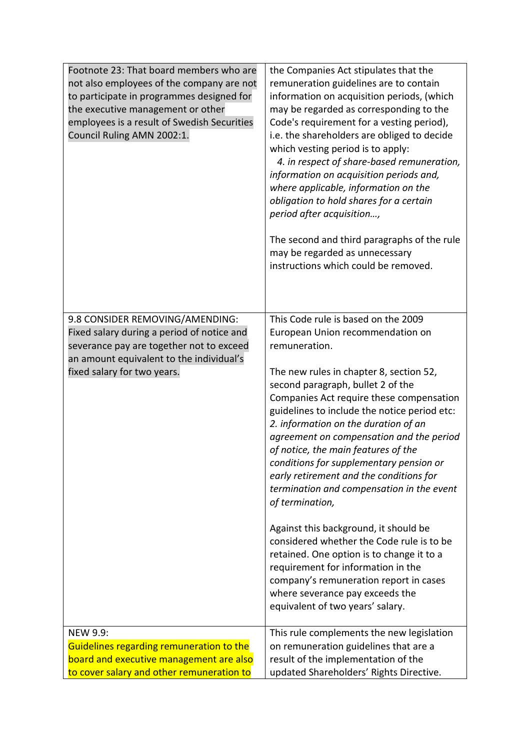| | |
|---|---|
| Footnote 23: That board members who are not also employees of the company are not to participate in programmes designed for the executive management or other employees is a result of Swedish Securities Council Ruling AMN 2002:1. | the Companies Act stipulates that the remuneration guidelines are to contain information on acquisition periods, (which may be regarded as corresponding to the Code's requirement for a vesting period), i.e. the shareholders are obliged to decide which vesting period is to apply:<br>*4. in respect of share-based remuneration, information on acquisition periods and, where applicable, information on the obligation to hold shares for a certain period after acquisition…,*<br><br>The second and third paragraphs of the rule may be regarded as unnecessary instructions which could be removed. |
| 9.8 CONSIDER REMOVING/AMENDING:<br>Fixed salary during a period of notice and severance pay are together not to exceed an amount equivalent to the individual's fixed salary for two years. | This Code rule is based on the 2009 European Union recommendation on remuneration.<br><br>The new rules in chapter 8, section 52, second paragraph, bullet 2 of the Companies Act require these compensation guidelines to include the notice period etc:<br>*2. information on the duration of an agreement on compensation and the period of notice, the main features of the conditions for supplementary pension or early retirement and the conditions for termination and compensation in the event of termination,*<br><br>Against this background, it should be considered whether the Code rule is to be retained. One option is to change it to a requirement for information in the company's remuneration report in cases where severance pay exceeds the equivalent of two years' salary. |
| NEW 9.9:<br>Guidelines regarding remuneration to the board and executive management are also to cover salary and other remuneration to | This rule complements the new legislation on remuneration guidelines that are a result of the implementation of the updated Shareholders' Rights Directive. |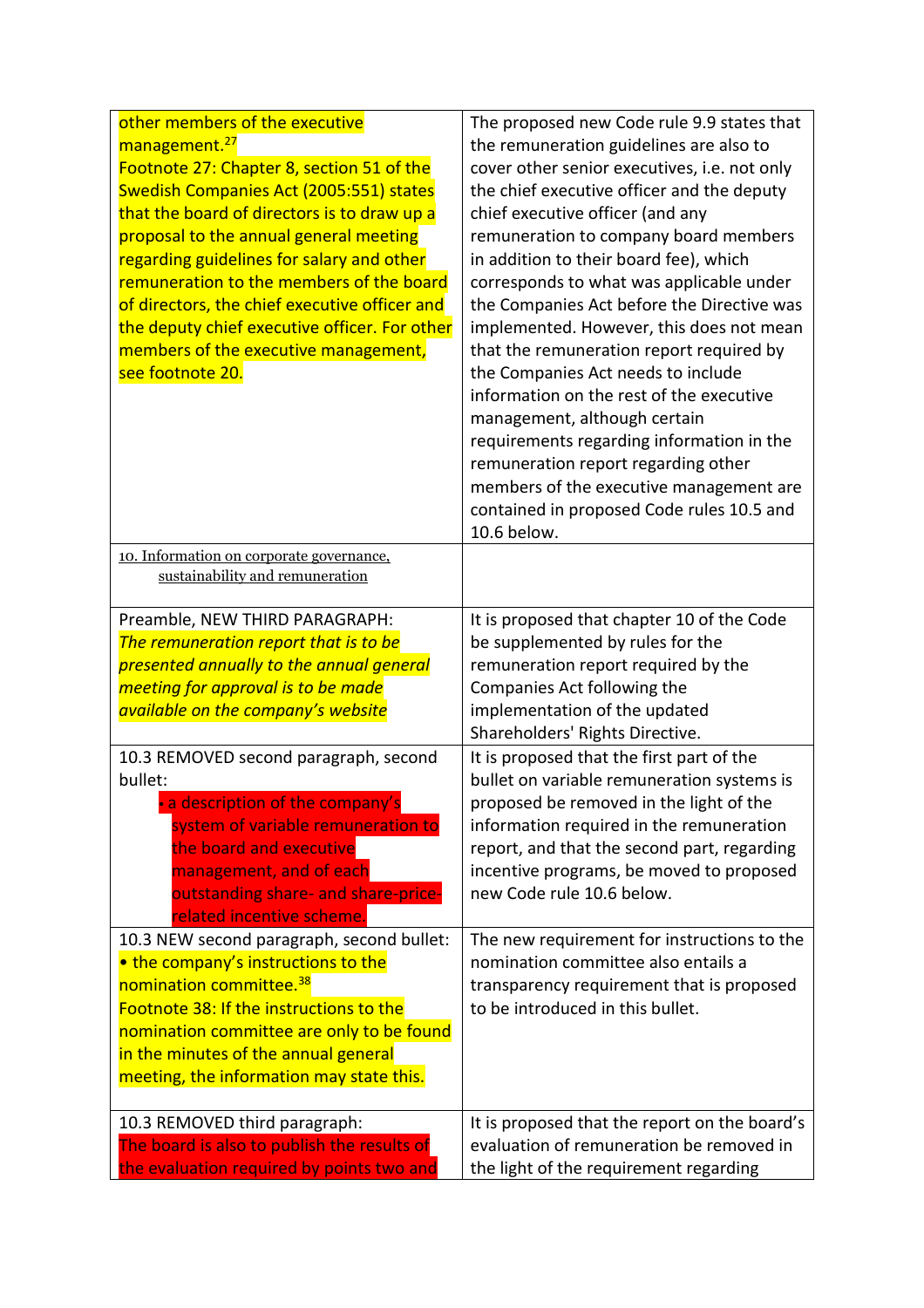| | |
|---|---|
| other members of the executive management.[27]<br>Footnote 27: Chapter 8, section 51 of the Swedish Companies Act (2005:551) states that the board of directors is to draw up a proposal to the annual general meeting regarding guidelines for salary and other remuneration to the members of the board of directors, the chief executive officer and the deputy chief executive officer. For other members of the executive management, see footnote 20. | The proposed new Code rule 9.9 states that the remuneration guidelines are also to cover other senior executives, i.e. not only the chief executive officer and the deputy chief executive officer (and any remuneration to company board members in addition to their board fee), which corresponds to what was applicable under the Companies Act before the Directive was implemented. However, this does not mean that the remuneration report required by the Companies Act needs to include information on the rest of the executive management, although certain requirements regarding information in the remuneration report regarding other members of the executive management are contained in proposed Code rules 10.5 and 10.6 below. |
| <u>10. Information on corporate governance, sustainability and remuneration</u> | |
| Preamble, NEW THIRD PARAGRAPH:<br>*The remuneration report that is to be presented annually to the annual general meeting for approval is to be made available on the company's website* | It is proposed that chapter 10 of the Code be supplemented by rules for the remuneration report required by the Companies Act following the implementation of the updated Shareholders' Rights Directive. |
| 10.3 REMOVED second paragraph, second bullet:<br>• a description of the company's system of variable remuneration to the board and executive management, and of each outstanding share- and share-price-related incentive scheme. | It is proposed that the first part of the bullet on variable remuneration systems is proposed be removed in the light of the information required in the remuneration report, and that the second part, regarding incentive programs, be moved to proposed new Code rule 10.6 below. |
| 10.3 NEW second paragraph, second bullet:<br>• the company's instructions to the nomination committee.[38]<br>Footnote 38: If the instructions to the nomination committee are only to be found in the minutes of the annual general meeting, the information may state this. | The new requirement for instructions to the nomination committee also entails a transparency requirement that is proposed to be introduced in this bullet. |
| 10.3 REMOVED third paragraph:<br>The board is also to publish the results of the evaluation required by points two and | It is proposed that the report on the board's evaluation of remuneration be removed in the light of the requirement regarding |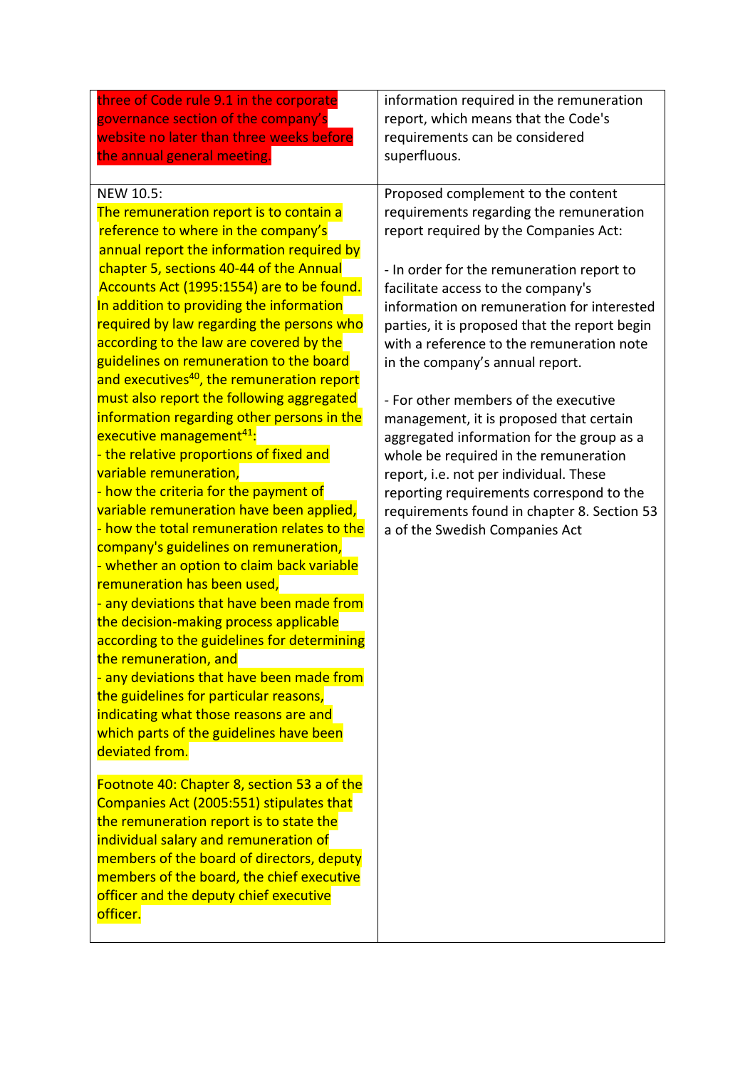| | |
|---|---|
| three of Code rule 9.1 in the corporate governance section of the company's website no later than three weeks before the annual general meeting. | information required in the remuneration report, which means that the Code's requirements can be considered superfluous. |
| NEW 10.5:<br>The remuneration report is to contain a reference to where in the company's annual report the information required by chapter 5, sections 40-44 of the Annual Accounts Act (1995:1554) are to be found. In addition to providing the information required by law regarding the persons who according to the law are covered by the guidelines on remuneration to the board and executives[40], the remuneration report must also report the following aggregated information regarding other persons in the executive management[41]:<br>- the relative proportions of fixed and variable remuneration,<br>- how the criteria for the payment of variable remuneration have been applied,<br>- how the total remuneration relates to the company's guidelines on remuneration,<br>- whether an option to claim back variable remuneration has been used,<br>- any deviations that have been made from the decision-making process applicable according to the guidelines for determining the remuneration, and<br>- any deviations that have been made from the guidelines for particular reasons, indicating what those reasons are and which parts of the guidelines have been deviated from.<br><br>Footnote 40: Chapter 8, section 53 a of the Companies Act (2005:551) stipulates that the remuneration report is to state the individual salary and remuneration of members of the board of directors, deputy members of the board, the chief executive officer and the deputy chief executive officer. | Proposed complement to the content requirements regarding the remuneration report required by the Companies Act:<br><br>- In order for the remuneration report to facilitate access to the company's information on remuneration for interested parties, it is proposed that the report begin with a reference to the remuneration note in the company's annual report.<br><br>- For other members of the executive management, it is proposed that certain aggregated information for the group as a whole be required in the remuneration report, i.e. not per individual. These reporting requirements correspond to the requirements found in chapter 8. Section 53 a of the Swedish Companies Act |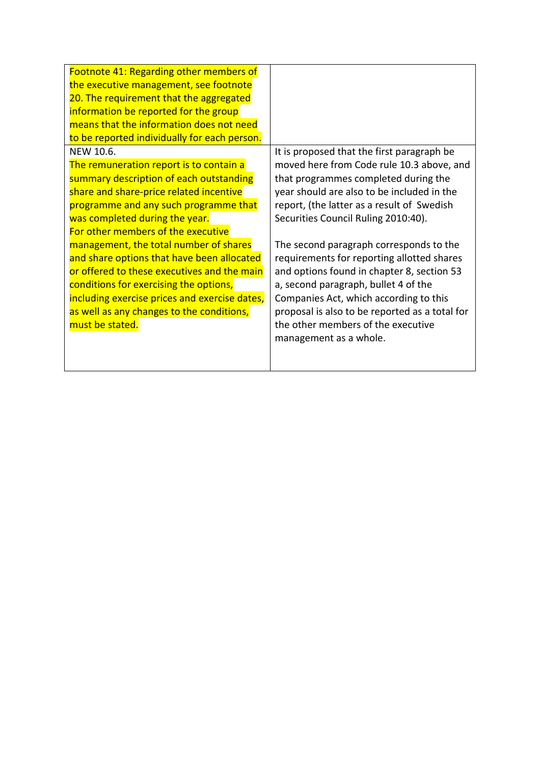| | |
|---|---|
| Footnote 41: Regarding other members of the executive management, see footnote 20. The requirement that the aggregated information be reported for the group means that the information does not need to be reported individually for each person. | |
| NEW 10.6.<br>The remuneration report is to contain a summary description of each outstanding share and share-price related incentive programme and any such programme that was completed during the year.<br>For other members of the executive management, the total number of shares and share options that have been allocated or offered to these executives and the main conditions for exercising the options, including exercise prices and exercise dates, as well as any changes to the conditions, must be stated. | It is proposed that the first paragraph be moved here from Code rule 10.3 above, and that programmes completed during the year should are also to be included in the report, (the latter as a result of Swedish Securities Council Ruling 2010:40).<br><br>The second paragraph corresponds to the requirements for reporting allotted shares and options found in chapter 8, section 53 a, second paragraph, bullet 4 of the Companies Act, which according to this proposal is also to be reported as a total for the other members of the executive management as a whole. |